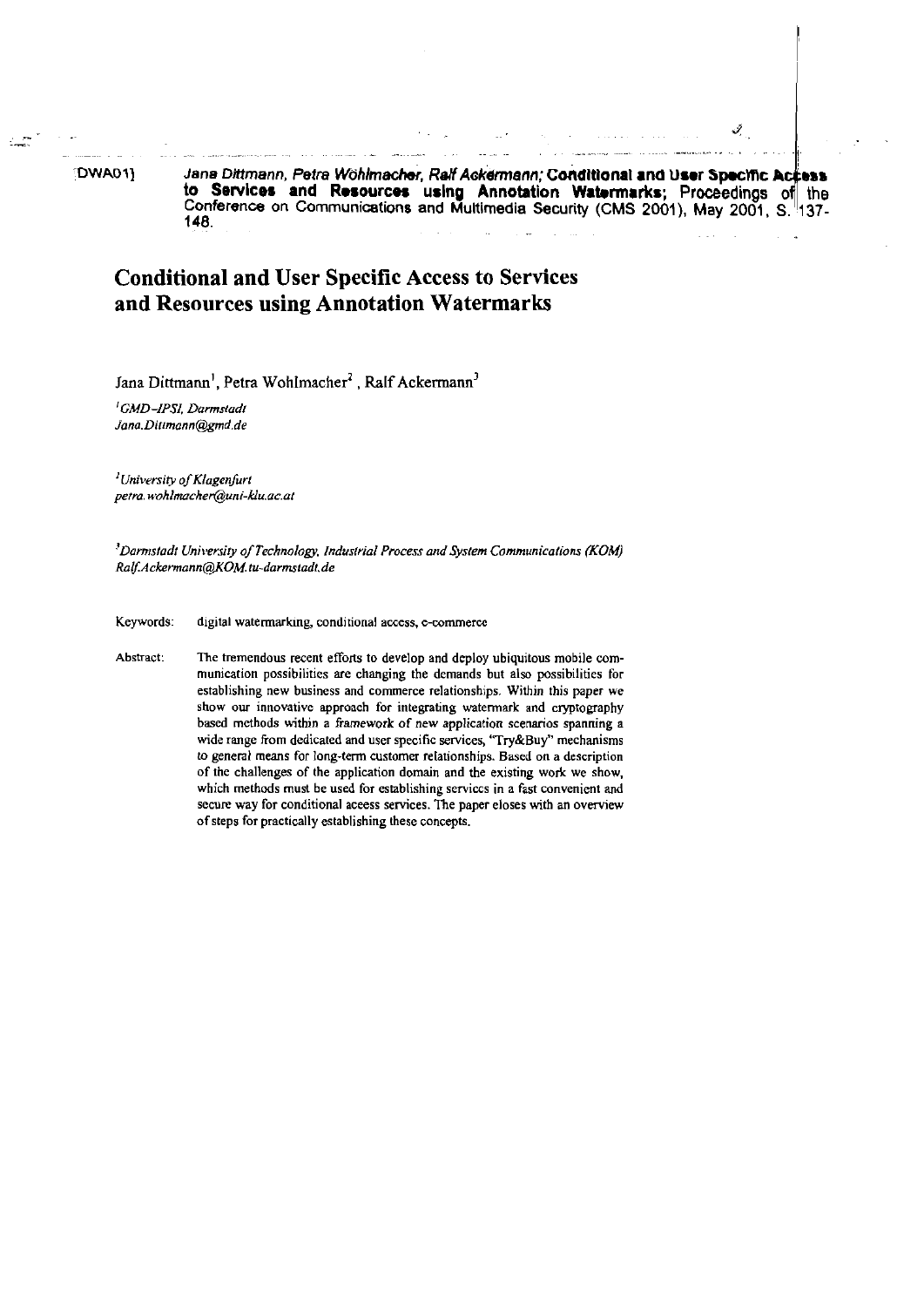[DWA01] *Jana Dittmann, Petra Wohlmacher, Ralf Ackermann;* **Conditional and User Specific Access to Services and Resources using Annotation Watermarks;** Proceedings of the Conference on Communications and Multimedia Security (CMS 2001), May 2001, S. 137-148.

# Conditional and User Specific Access to Services and Resources using Annotation Watermarks

Jana Dittmann[1], Petra Wohlmacher[2], Ralf Ackermann[3]

[1]*GMD–IPSI, Darmstadt*
*Jana.Dittmann@gmd.de*

[2]*University of Klagenfurt*
*petra.wohlmacher@uni-klu.ac.at*

[3]*Darmstadt University of Technology, Industrial Process and System Communications (KOM)*
*Ralf.Ackermann@KOM.tu-darmstadt.de*

Keywords: digital watermarking, conditional access, e-commerce

Abstract: The tremendous recent efforts to develop and deploy ubiquitous mobile communication possibilities are changing the demands but also possibilities for establishing new business and commerce relationships. Within this paper we show our innovative approach for integrating watermark and cryptography based methods within a framework of new application scenarios spanning a wide range from dedicated and user specific services, "Try&Buy" mechanisms to general means for long-term customer relationships. Based on a description of the challenges of the application domain and the existing work we show, which methods must be used for establishing services in a fast convenient and secure way for conditional aceess services. The paper eloses with an overview of steps for practically establishing these concepts.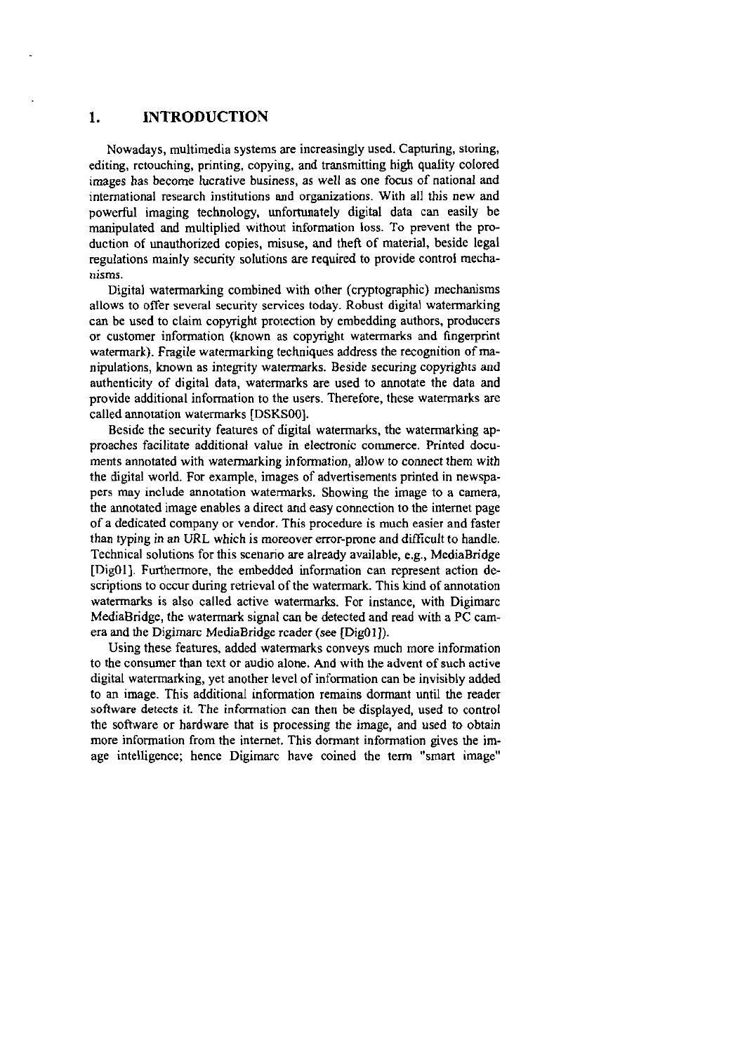## 1. INTRODUCTION

Nowadays, multimedia systems are increasingly used. Capturing, storing, editing, retouching, printing, copying, and transmitting high quality colored images has become lucrative business, as well as one focus of national and international research institutions and organizations. With all this new and powerful imaging technology, unfortunately digital data can easily be manipulated and multiplied without information loss. To prevent the production of unauthorized copies, misuse, and theft of material, beside legal regulations mainly security solutions are required to provide control mechanisms.

Digital watermarking combined with other (cryptographic) mechanisms allows to offer several security services today. Robust digital watermarking can be used to claim copyright protection by embedding authors, producers or customer information (known as copyright watermarks and fingerprint watermark). Fragile watermarking techniques address the recognition of manipulations, known as integrity watermarks. Beside securing copyrights and authenticity of digital data, watermarks are used to annotate the data and provide additional information to the users. Therefore, these watermarks are called annotation watermarks [DSKS00].

Beside the security features of digital watermarks, the watermarking approaches facilitate additional value in electronic commerce. Printed documents annotated with watermarking information, allow to connect them with the digital world. For example, images of advertisements printed in newspapers may include annotation watermarks. Showing the image to a camera, the annotated image enables a direct and easy connection to the internet page of a dedicated company or vendor. This procedure is much easier and faster than typing in an URL which is moreover error-prone and difficult to handle. Technical solutions for this scenario are already available, e.g., MediaBridge [Dig01]. Furthermore, the embedded information can represent action descriptions to occur during retrieval of the watermark. This kind of annotation watermarks is also called active watermarks. For instance, with Digimarc MediaBridge, the watermark signal can be detected and read with a PC camera and the Digimarc MediaBridge reader (see [Dig01]).

Using these features, added watermarks conveys much more information to the consumer than text or audio alone. And with the advent of such active digital watermarking, yet another level of information can be invisibly added to an image. This additional information remains dormant until the reader software detects it. The information can then be displayed, used to control the software or hardware that is processing the image, and used to obtain more information from the internet. This dormant information gives the image intelligence; hence Digimarc have coined the term "smart image"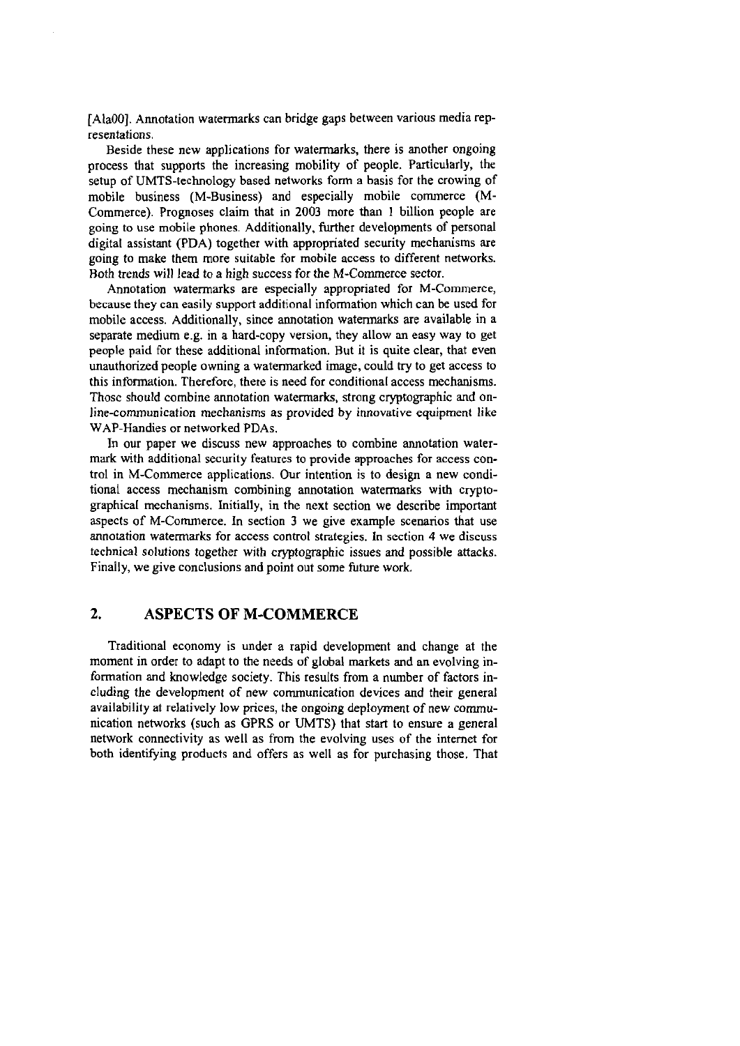[Ala00]. Annotation watermarks can bridge gaps between various media representations.

Beside these new applications for watermarks, there is another ongoing process that supports the increasing mobility of people. Particularly, the setup of UMTS-technology based networks form a basis for the crowing of mobile business (M-Business) and especially mobile commerce (M-Commerce). Prognoses claim that in 2003 more than 1 billion people are going to use mobile phones. Additionally, further developments of personal digital assistant (PDA) together with appropriated security mechanisms are going to make them more suitable for mobile access to different networks. Both trends will lead to a high success for the M-Commerce sector.

Annotation watermarks are especially appropriated for M-Commerce, because they can easily support additional information which can be used for mobile access. Additionally, since annotation watermarks are available in a separate medium e.g. in a hard-copy version, they allow an easy way to get people paid for these additional information. But it is quite clear, that even unauthorized people owning a watermarked image, could try to get access to this information. Therefore, there is need for conditional access mechanisms. Those should combine annotation watermarks, strong cryptographic and on-line-communication mechanisms as provided by innovative equipment like WAP-Handies or networked PDAs.

In our paper we discuss new approaches to combine annotation watermark with additional security features to provide approaches for access control in M-Commerce applications. Our intention is to design a new conditional access mechanism combining annotation watermarks with cryptographical mechanisms. Initially, in the next section we describe important aspects of M-Commerce. In section 3 we give example scenarios that use annotation watermarks for access control strategies. In section 4 we discuss technical solutions together with cryptographic issues and possible attacks. Finally, we give conclusions and point out some future work.

## 2. ASPECTS OF M-COMMERCE

Traditional economy is under a rapid development and change at the moment in order to adapt to the needs of global markets and an evolving information and knowledge society. This results from a number of factors including the development of new communication devices and their general availability at relatively low prices, the ongoing deployment of new communication networks (such as GPRS or UMTS) that start to ensure a general network connectivity as well as from the evolving uses of the internet for both identifying products and offers as well as for purchasing those. That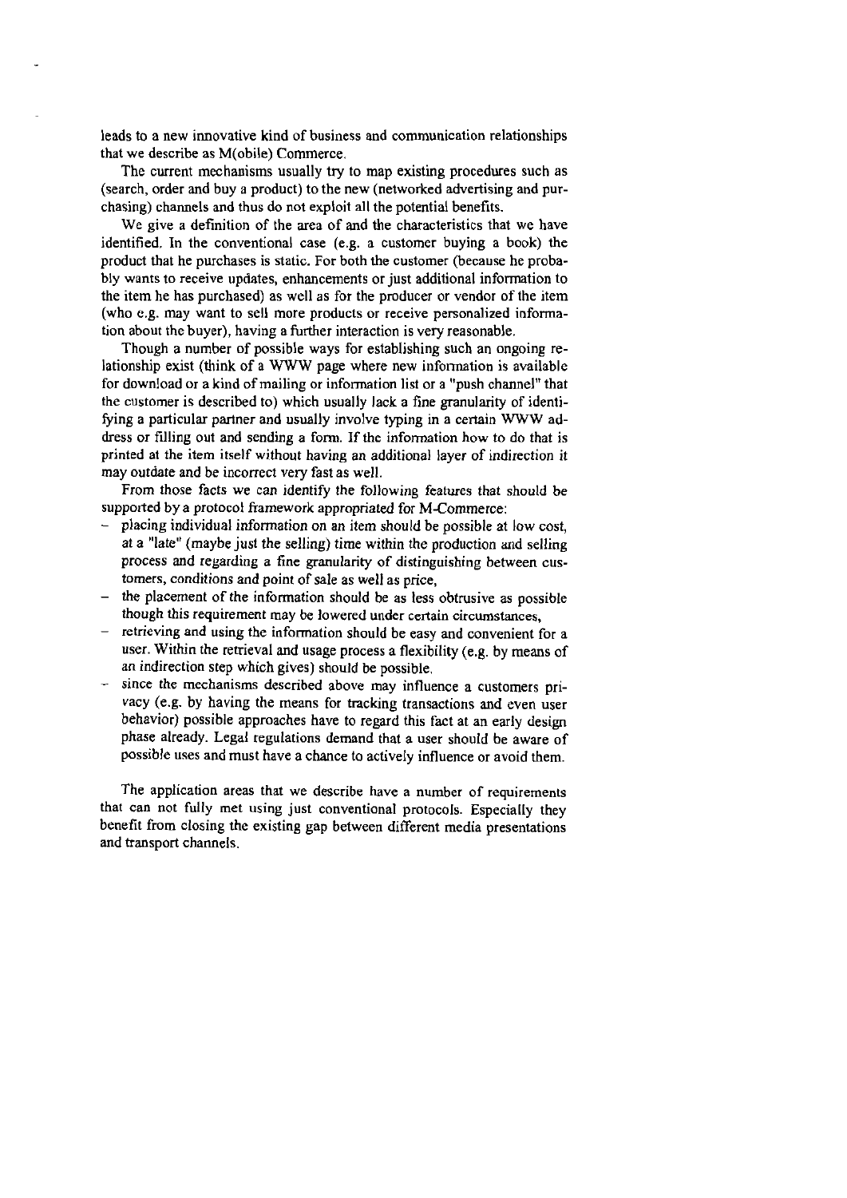leads to a new innovative kind of business and communication relationships that we describe as M(obile) Commerce.

The current mechanisms usually try to map existing procedures such as (search, order and buy a product) to the new (networked advertising and purchasing) channels and thus do not exploit all the potential benefits.

We give a definition of the area of and the characteristics that we have identified. In the conventional case (e.g. a customer buying a book) the product that he purchases is static. For both the customer (because he probably wants to receive updates, enhancements or just additional information to the item he has purchased) as well as for the producer or vendor of the item (who e.g. may want to sell more products or receive personalized information about the buyer), having a further interaction is very reasonable.

Though a number of possible ways for establishing such an ongoing relationship exist (think of a WWW page where new information is available for download or a kind of mailing or information list or a "push channel" that the customer is described to) which usually lack a fine granularity of identifying a particular partner and usually involve typing in a certain WWW address or filling out and sending a form. If the information how to do that is printed at the item itself without having an additional layer of indirection it may outdate and be incorrect very fast as well.

From those facts we can identify the following features that should be supported by a protocol framework appropriated for M-Commerce:

- placing individual information on an item should be possible at low cost, at a "late" (maybe just the selling) time within the production and selling process and regarding a fine granularity of distinguishing between customers, conditions and point of sale as well as price,
- the placement of the information should be as less obtrusive as possible though this requirement may be lowered under certain circumstances,
- retrieving and using the information should be easy and convenient for a user. Within the retrieval and usage process a flexibility (e.g. by means of an indirection step which gives) should be possible,
- since the mechanisms described above may influence a customers privacy (e.g. by having the means for tracking transactions and even user behavior) possible approaches have to regard this fact at an early design phase already. Legal regulations demand that a user should be aware of possible uses and must have a chance to actively influence or avoid them.

The application areas that we describe have a number of requirements that can not fully met using just conventional protocols. Especially they benefit from closing the existing gap between different media presentations and transport channels.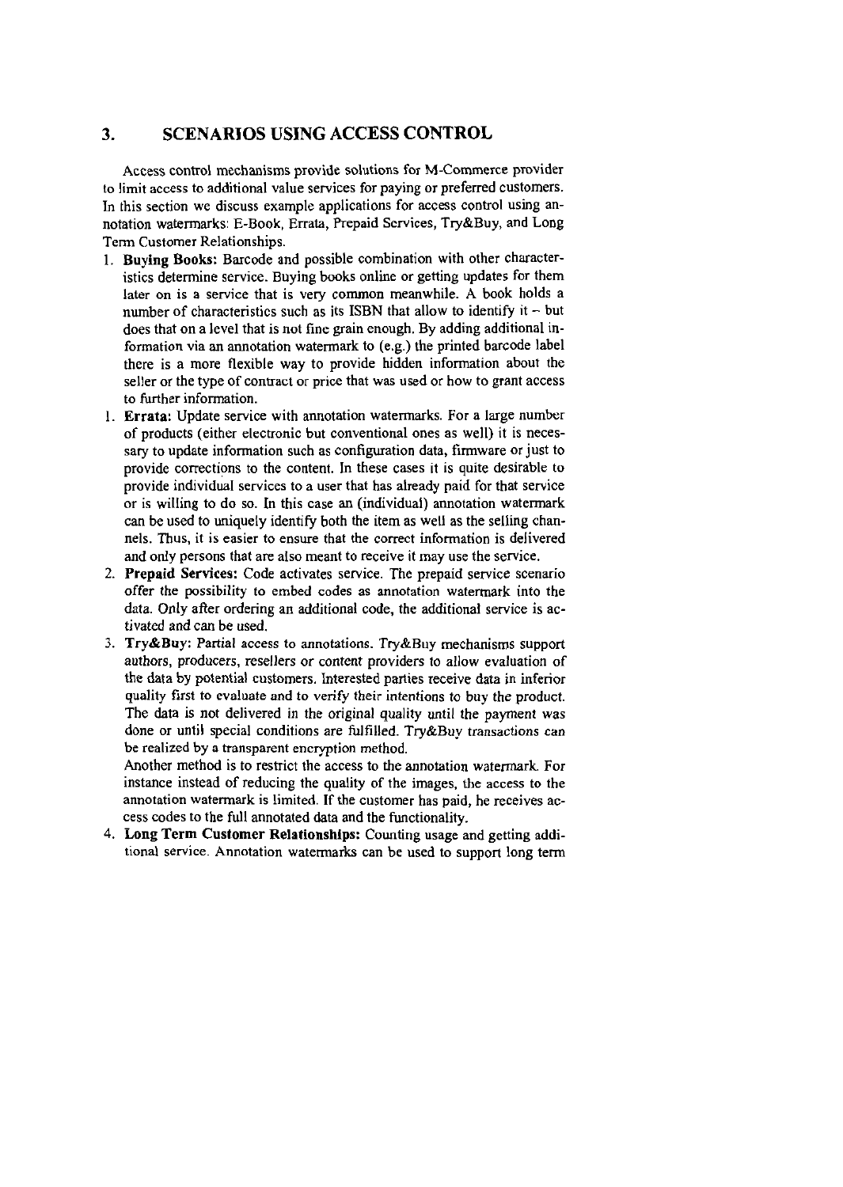## 3. SCENARIOS USING ACCESS CONTROL

Access control mechanisms provide solutions for M-Commerce provider to limit access to additional value services for paying or preferred customers. In this section we discuss example applications for access control using annotation watermarks: E-Book, Errata, Prepaid Services, Try&Buy, and Long Term Customer Relationships.

1. **Buying Books:** Barcode and possible combination with other characteristics determine service. Buying books online or getting updates for them later on is a service that is very common meanwhile. A book holds a number of characteristics such as its ISBN that allow to identify it – but does that on a level that is not fine grain enough. By adding additional information via an annotation watermark to (e.g.) the printed barcode label there is a more flexible way to provide hidden information about the seller or the type of contract or price that was used or how to grant access to further information.
1. **Errata:** Update service with annotation watermarks. For a large number of products (either electronic but conventional ones as well) it is necessary to update information such as configuration data, firmware or just to provide corrections to the content. In these cases it is quite desirable to provide individual services to a user that has already paid for that service or is willing to do so. In this case an (individual) annotation watermark can be used to uniquely identify both the item as well as the selling channels. Thus, it is easier to ensure that the correct information is delivered and only persons that are also meant to receive it may use the service.
2. **Prepaid Services:** Code activates service. The prepaid service scenario offer the possibility to embed codes as annotation watermark into the data. Only after ordering an additional code, the additional service is activated and can be used.
3. **Try&Buy:** Partial access to annotations. Try&Buy mechanisms support authors, producers, resellers or content providers to allow evaluation of the data by potential customers. Interested parties receive data in inferior quality first to evaluate and to verify their intentions to buy the product. The data is not delivered in the original quality until the payment was done or until special conditions are fulfilled. Try&Buy transactions can be realized by a transparent encryption method.
   Another method is to restrict the access to the annotation watermark. For instance instead of reducing the quality of the images, the access to the annotation watermark is limited. If the customer has paid, he receives access codes to the full annotated data and the functionality.
4. **Long Term Customer Relationships:** Counting usage and getting additional service. Annotation watermarks can be used to support long term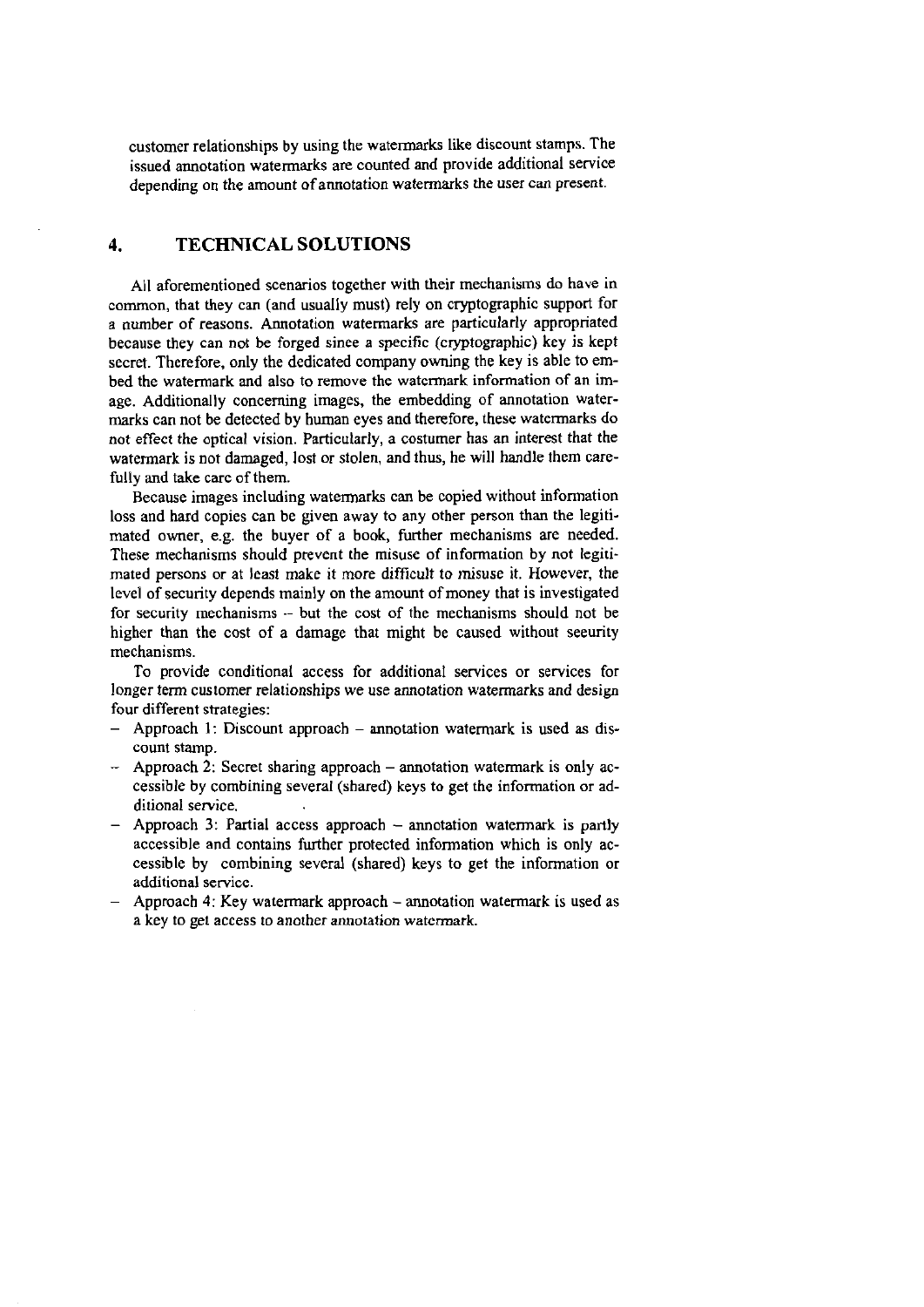customer relationships by using the watermarks like discount stamps. The issued annotation watermarks are counted and provide additional service depending on the amount of annotation watermarks the user can present.

## 4. TECHNICAL SOLUTIONS

All aforementioned scenarios together with their mechanisms do have in common, that they can (and usually must) rely on cryptographic support for a number of reasons. Annotation watermarks are particularly appropriated because they can not be forged since a specific (cryptographic) key is kept secret. Therefore, only the dedicated company owning the key is able to embed the watermark and also to remove the watermark information of an image. Additionally concerning images, the embedding of annotation watermarks can not be detected by human eyes and therefore, these watermarks do not effect the optical vision. Particularly, a costumer has an interest that the watermark is not damaged, lost or stolen, and thus, he will handle them carefully and take care of them.

Because images including watermarks can be copied without information loss and hard copies can be given away to any other person than the legitimated owner, e.g. the buyer of a book, further mechanisms are needed. These mechanisms should prevent the misuse of information by not legitimated persons or at least make it more difficult to misuse it. However, the level of security depends mainly on the amount of money that is investigated for security mechanisms -- but the cost of the mechanisms should not be higher than the cost of a damage that might be caused without security mechanisms.

To provide conditional access for additional services or services for longer term customer relationships we use annotation watermarks and design four different strategies:

- Approach 1: Discount approach – annotation watermark is used as discount stamp.
- Approach 2: Secret sharing approach – annotation watermark is only accessible by combining several (shared) keys to get the information or additional service.
- Approach 3: Partial access approach – annotation watermark is partly accessible and contains further protected information which is only accessible by combining several (shared) keys to get the information or additional service.
- Approach 4: Key watermark approach – annotation watermark is used as a key to get access to another annotation watermark.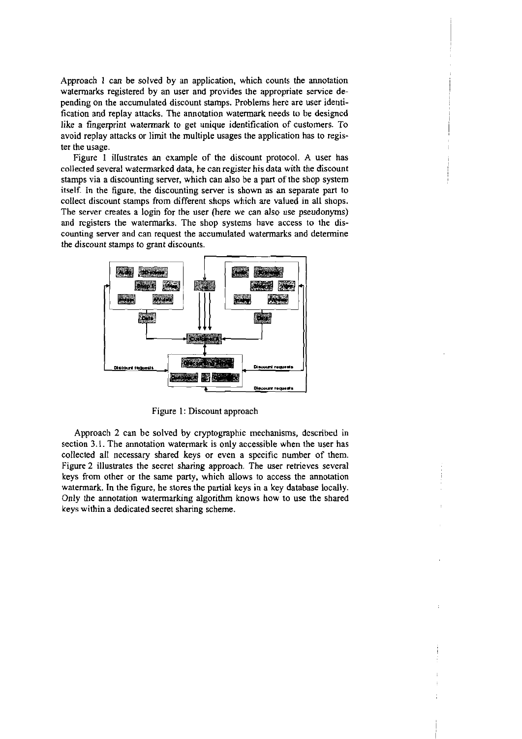Approach 1 can be solved by an application, which counts the annotation watermarks registered by an user and provides the appropriate service depending on the accumulated discount stamps. Problems here are user identification and replay attacks. The annotation watermark needs to be designed like a fingerprint watermark to get unique identification of customers. To avoid replay attacks or limit the multiple usages the application has to register the usage.

Figure 1 illustrates an example of the discount protocol. A user has collected several watermarked data, he can register his data with the discount stamps via a discounting server, which can also be a part of the shop system itself. In the figure, the discounting server is shown as an separate part to collect discount stamps from different shops which are valued in all shops. The server creates a login for the user (here we can also use pseudonyms) and registers the watermarks. The shop systems have access to the discounting server and can request the accumulated watermarks and determine the discount stamps to grant discounts.

Figure 1: Discount approach

Approach 2 can be solved by cryptographic mechanisms, described in section 3.1. The annotation watermark is only accessible when the user has collected all necessary shared keys or even a specific number of them. Figure 2 illustrates the secret sharing approach. The user retrieves several keys from other or the same party, which allows to access the annotation watermark. In the figure, he stores the partial keys in a key database locally. Only the annotation watermarking algorithm knows how to use the shared keys within a dedicated secret sharing scheme.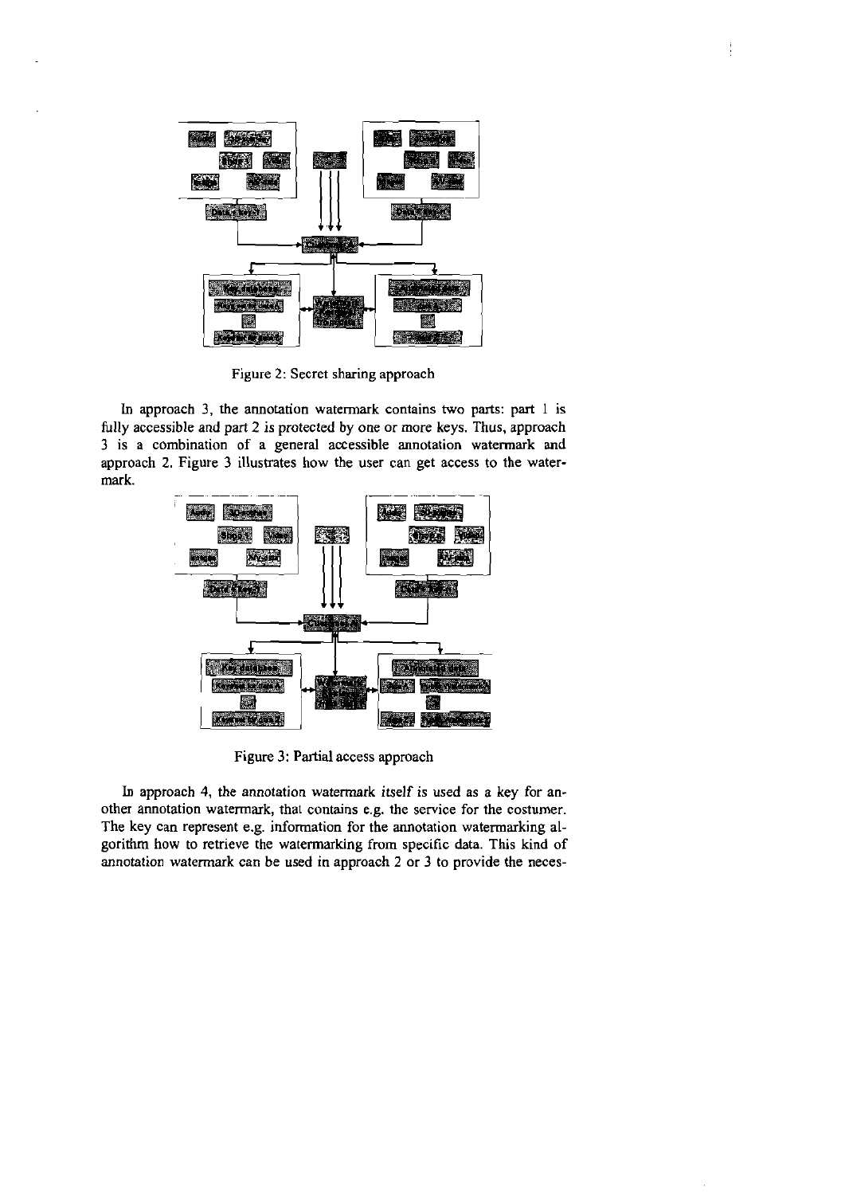Figure 2: Secret sharing approach

In approach 3, the annotation watermark contains two parts: part 1 is fully accessible and part 2 is protected by one or more keys. Thus, approach 3 is a combination of a general accessible annotation watermark and approach 2. Figure 3 illustrates how the user can get access to the watermark.

Figure 3: Partial access approach

In approach 4, the annotation watermark itself is used as a key for another annotation watermark, that contains e.g. the service for the costumer. The key can represent e.g. information for the annotation watermarking algorithm how to retrieve the watermarking from specific data. This kind of annotation watermark can be used in approach 2 or 3 to provide the neces-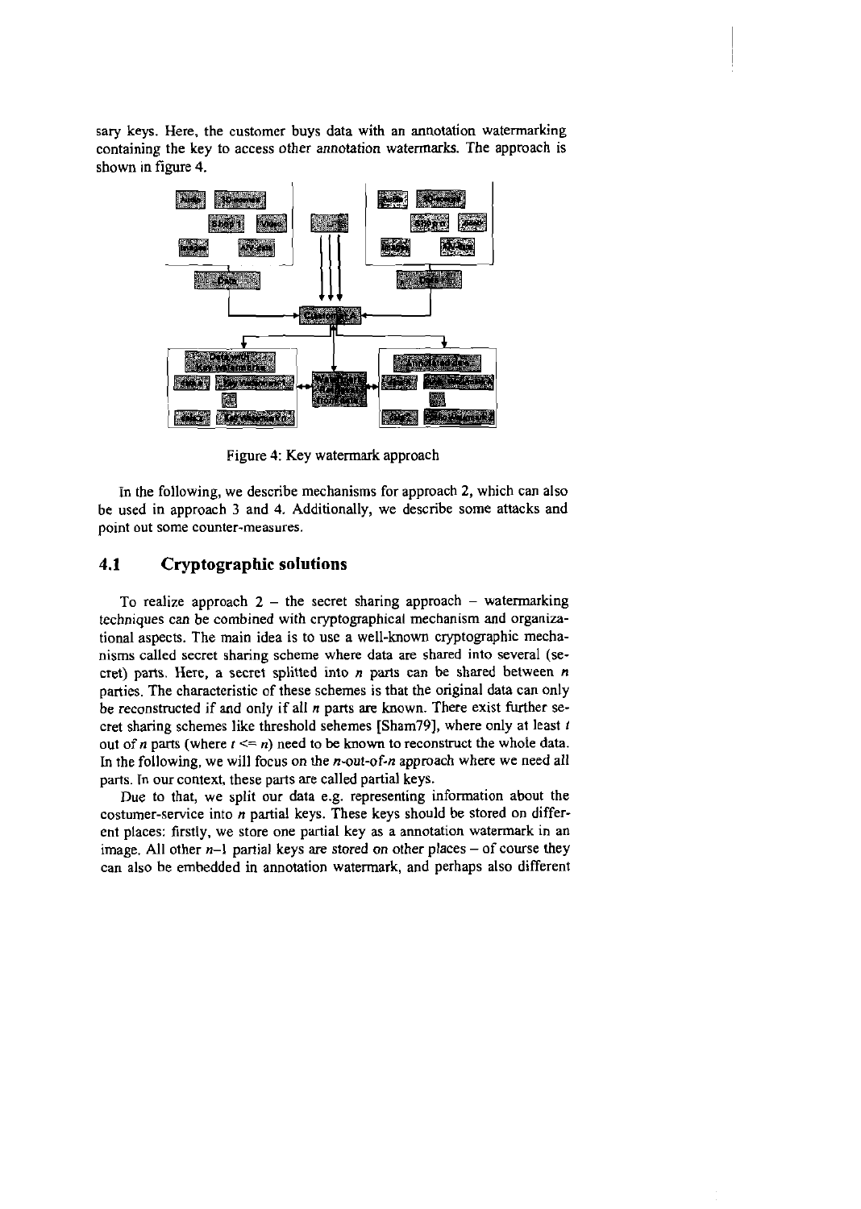sary keys. Here, the customer buys data with an annotation watermarking containing the key to access other annotation watermarks. The approach is shown in figure 4.

Figure 4: Key watermark approach

In the following, we describe mechanisms for approach 2, which can also be used in approach 3 and 4. Additionally, we describe some attacks and point out some counter-measures.

## 4.1 Cryptographic solutions

To realize approach 2 – the secret sharing approach – watermarking techniques can be combined with cryptographical mechanism and organizational aspects. The main idea is to use a well-known cryptographic mechanisms called secret sharing scheme where data are shared into several (secret) parts. Here, a secret splitted into $n$ parts can be shared between $n$ parties. The characteristic of these schemes is that the original data can only be reconstructed if and only if all $n$ parts are known. There exist further secret sharing schemes like threshold sehemes [Sham79], where only at least $t$ out of $n$ parts (where $t <= n$) need to be known to reconstruct the whole data. In the following, we will focus on the $n$-out-of-$n$ approach where we need all parts. In our context, these parts are called partial keys.

Due to that, we split our data e.g. representing information about the costumer-service into $n$ partial keys. These keys should be stored on different places: firstly, we store one partial key as a annotation watermark in an image. All other $n$–1 partial keys are stored on other places – of course they can also be embedded in annotation watermark, and perhaps also different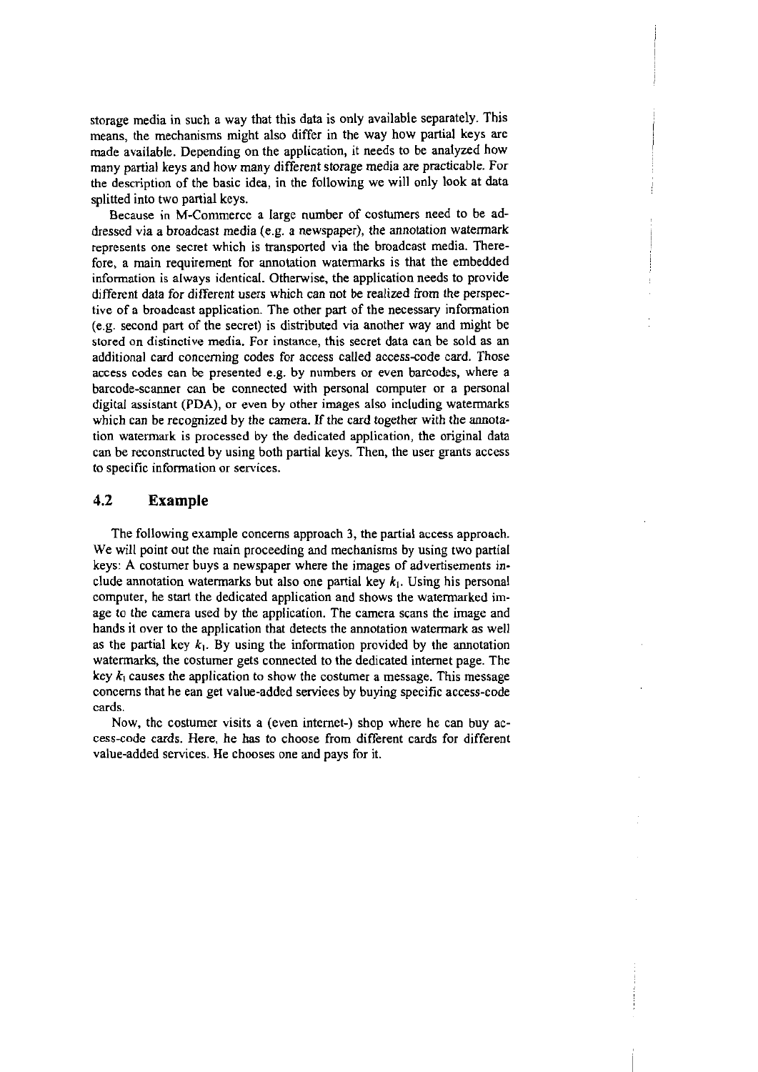storage media in such a way that this data is only available separately. This means, the mechanisms might also differ in the way how partial keys are made available. Depending on the application, it needs to be analyzed how many partial keys and how many different storage media are practicable. For the description of the basic idea, in the following we will only look at data splitted into two partial keys.

Because in M-Commerce a large number of costumers need to be addressed via a broadcast media (e.g. a newspaper), the annotation watermark represents one secret which is transported via the broadcast media. Therefore, a main requirement for annotation watermarks is that the embedded information is always identical. Otherwise, the application needs to provide different data for different users which can not be realized from the perspective of a broadcast application. The other part of the necessary information (e.g. second part of the secret) is distributed via another way and might be stored on distinctive media. For instance, this secret data can be sold as an additional card concerning codes for access called access-code card. Those access codes can be presented e.g. by numbers or even barcodes, where a barcode-scanner can be connected with personal computer or a personal digital assistant (PDA), or even by other images also including watermarks which can be recognized by the camera. If the card together with the annotation watermark is processed by the dedicated application, the original data can be reconstructed by using both partial keys. Then, the user grants access to specific information or services.

## 4.2 Example

The following example concerns approach 3, the partial access approach. We will point out the main proceeding and mechanisms by using two partial keys: A costumer buys a newspaper where the images of advertisements include annotation watermarks but also one partial key $k_1$. Using his personal computer, he start the dedicated application and shows the watermarked image to the camera used by the application. The camera scans the image and hands it over to the application that detects the annotation watermark as well as the partial key $k_1$. By using the information provided by the annotation watermarks, the costumer gets connected to the dedicated internet page. The key $k_1$ causes the application to show the costumer a message. This message concerns that he can get value-added services by buying specific access-code cards.

Now, the costumer visits a (even internet-) shop where he can buy access-code cards. Here, he has to choose from different cards for different value-added services. He chooses one and pays for it.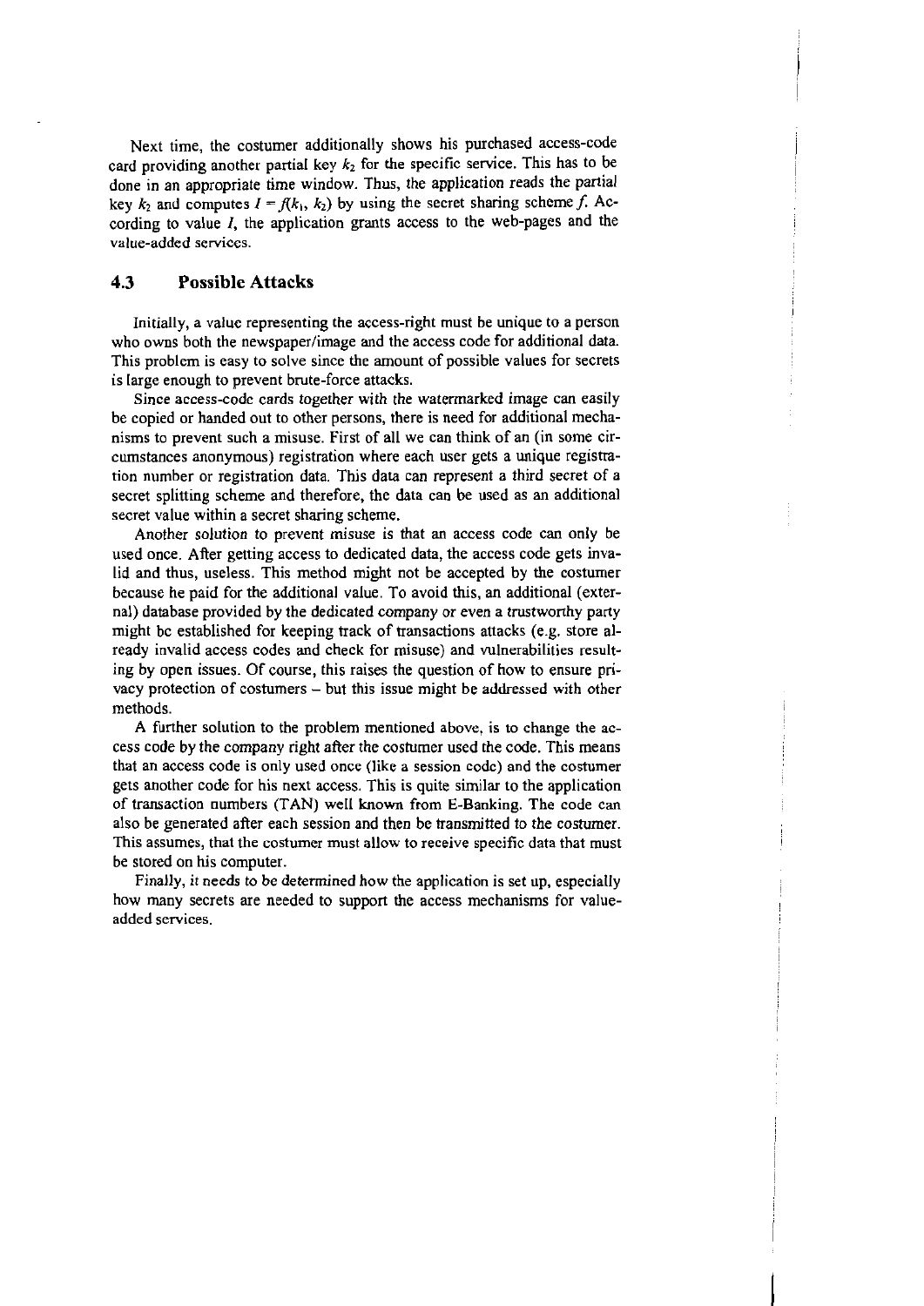Next time, the costumer additionally shows his purchased access-code card providing another partial key $k_2$ for the specific service. This has to be done in an appropriate time window. Thus, the application reads the partial key $k_2$ and computes $I = f(k_1, k_2)$ by using the secret sharing scheme $f$. According to value $I$, the application grants access to the web-pages and the value-added services.

### 4.3 Possible Attacks

Initially, a value representing the access-right must be unique to a person who owns both the newspaper/image and the access code for additional data. This problem is easy to solve since the amount of possible values for secrets is large enough to prevent brute-force attacks.

Since access-code cards together with the watermarked image can easily be copied or handed out to other persons, there is need for additional mechanisms to prevent such a misuse. First of all we can think of an (in some circumstances anonymous) registration where each user gets a unique registration number or registration data. This data can represent a third secret of a secret splitting scheme and therefore, the data can be used as an additional secret value within a secret sharing scheme.

Another solution to prevent misuse is that an access code can only be used once. After getting access to dedicated data, the access code gets invalid and thus, useless. This method might not be accepted by the costumer because he paid for the additional value. To avoid this, an additional (external) database provided by the dedicated company or even a trustworthy party might be established for keeping track of transactions attacks (e.g. store already invalid access codes and check for misuse) and vulnerabilities resulting by open issues. Of course, this raises the question of how to ensure privacy protection of costumers – but this issue might be addressed with other methods.

A further solution to the problem mentioned above, is to change the access code by the company right after the costumer used the code. This means that an access code is only used once (like a session code) and the costumer gets another code for his next access. This is quite similar to the application of transaction numbers (TAN) well known from E-Banking. The code can also be generated after each session and then be transmitted to the costumer. This assumes, that the costumer must allow to receive specific data that must be stored on his computer.

Finally, it needs to be determined how the application is set up, especially how many secrets are needed to support the access mechanisms for value-added services.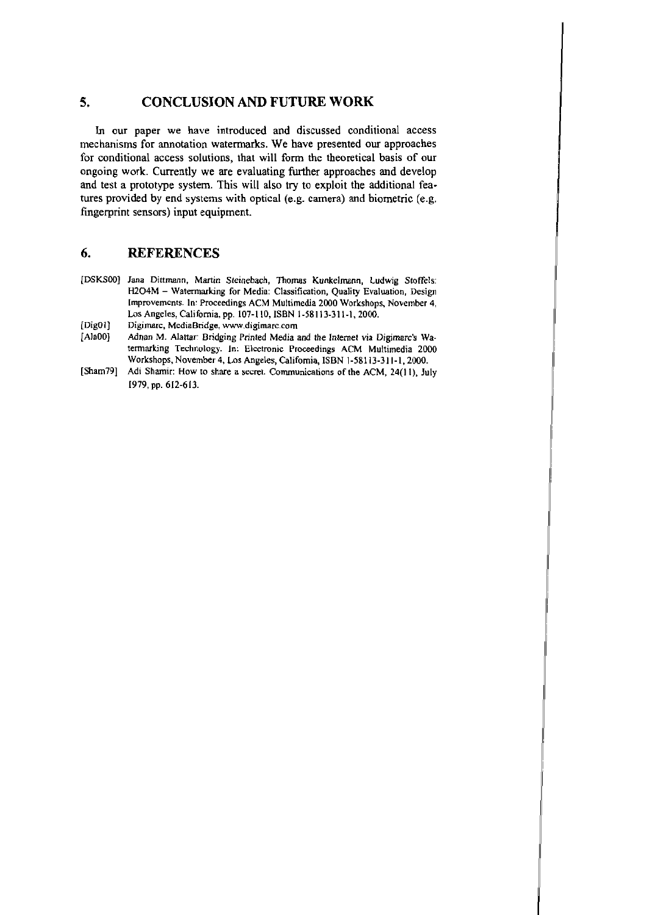## 5. CONCLUSION AND FUTURE WORK

In our paper we have introduced and discussed conditional access mechanisms for annotation watermarks. We have presented our approaches for conditional access solutions, that will form the theoretical basis of our ongoing work. Currently we are evaluating further approaches and develop and test a prototype system. This will also try to exploit the additional features provided by end systems with optical (e.g. camera) and biometric (e.g. fingerprint sensors) input equipment.

## 6. REFERENCES

[DSKS00] Jana Dittmann, Martin Steinebach, Thomas Kunkelmann, Ludwig Stoffels: H2O4M – Watermarking for Media: Classification, Quality Evaluation, Design Improvements. In: Proceedings ACM Multimedia 2000 Workshops, November 4, Los Angeles, California, pp. 107-110, ISBN 1-58113-311-1, 2000.

[Dig01] Digimarc, MediaBridge, www.digimarc.com

[Ala00] Adnan M. Alattar: Bridging Printed Media and the Internet via Digimarc's Watermarking Technology. In: Electronic Proceedings ACM Multimedia 2000 Workshops, November 4, Los Angeles, California, ISBN 1-58113-311-1, 2000.

[Sham79] Adi Shamir: How to share a secret. Communications of the ACM, 24(11), July 1979, pp. 612-613.